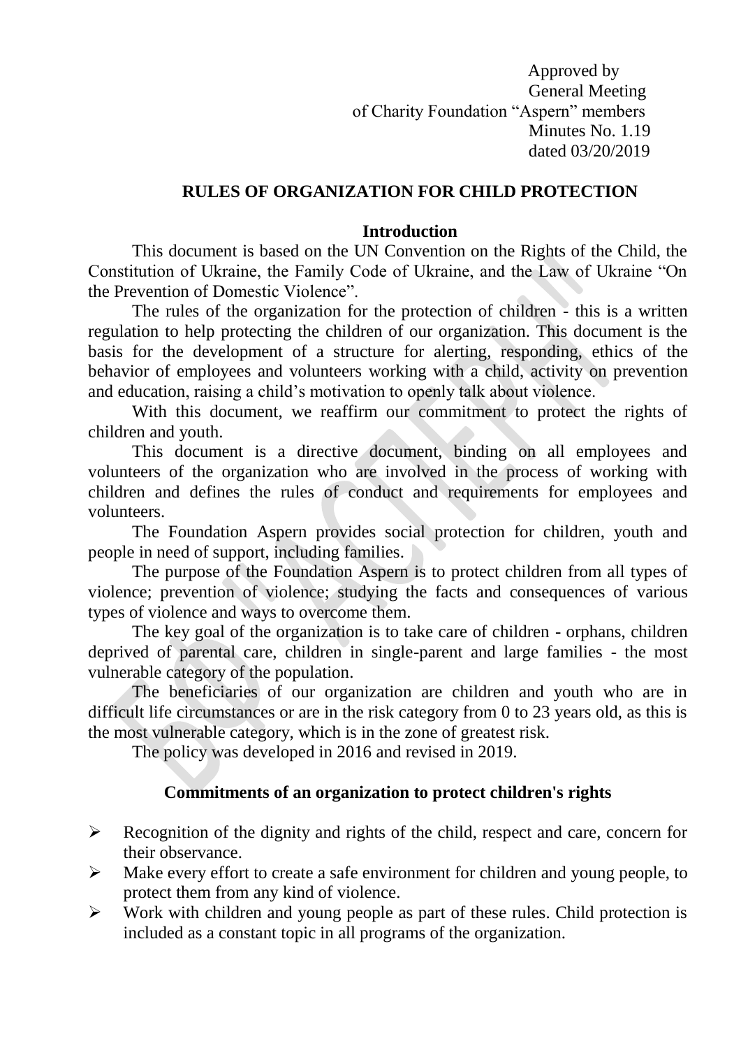Approved by
General Meeting
of Charity Foundation "Aspern" members
Minutes No. 1.19
dated 03/20/2019

## RULES OF ORGANIZATION FOR CHILD PROTECTION

### Introduction

This document is based on the UN Convention on the Rights of the Child, the Constitution of Ukraine, the Family Code of Ukraine, and the Law of Ukraine "On the Prevention of Domestic Violence".

The rules of the organization for the protection of children - this is a written regulation to help protecting the children of our organization. This document is the basis for the development of a structure for alerting, responding, ethics of the behavior of employees and volunteers working with a child, activity on prevention and education, raising a child's motivation to openly talk about violence.

With this document, we reaffirm our commitment to protect the rights of children and youth.

This document is a directive document, binding on all employees and volunteers of the organization who are involved in the process of working with children and defines the rules of conduct and requirements for employees and volunteers.

The Foundation Aspern provides social protection for children, youth and people in need of support, including families.

The purpose of the Foundation Aspern is to protect children from all types of violence; prevention of violence; studying the facts and consequences of various types of violence and ways to overcome them.

The key goal of the organization is to take care of children - orphans, children deprived of parental care, children in single-parent and large families - the most vulnerable category of the population.

The beneficiaries of our organization are children and youth who are in difficult life circumstances or are in the risk category from 0 to 23 years old, as this is the most vulnerable category, which is in the zone of greatest risk.

The policy was developed in 2016 and revised in 2019.

### Commitments of an organization to protect children's rights

- Recognition of the dignity and rights of the child, respect and care, concern for their observance.
- Make every effort to create a safe environment for children and young people, to protect them from any kind of violence.
- Work with children and young people as part of these rules. Child protection is included as a constant topic in all programs of the organization.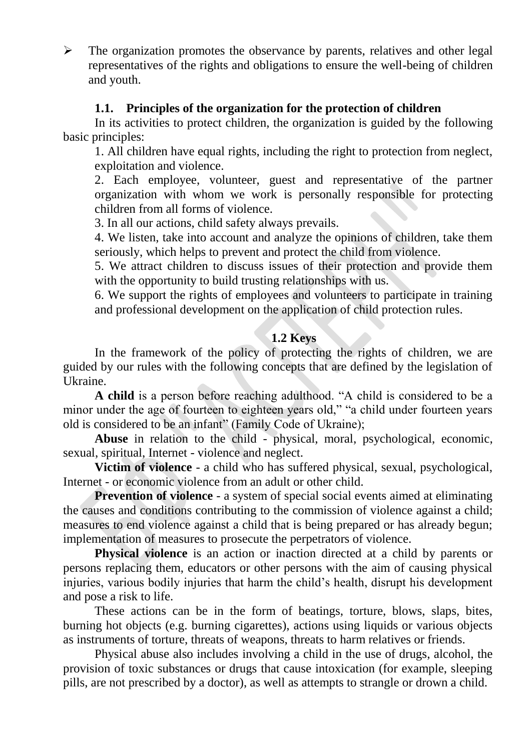- The organization promotes the observance by parents, relatives and other legal representatives of the rights and obligations to ensure the well-being of children and youth.

### 1.1. Principles of the organization for the protection of children

In its activities to protect children, the organization is guided by the following basic principles:

1. All children have equal rights, including the right to protection from neglect, exploitation and violence.
2. Each employee, volunteer, guest and representative of the partner organization with whom we work is personally responsible for protecting children from all forms of violence.
3. In all our actions, child safety always prevails.
4. We listen, take into account and analyze the opinions of children, take them seriously, which helps to prevent and protect the child from violence.
5. We attract children to discuss issues of their protection and provide them with the opportunity to build trusting relationships with us.
6. We support the rights of employees and volunteers to participate in training and professional development on the application of child protection rules.

### 1.2 Keys

In the framework of the policy of protecting the rights of children, we are guided by our rules with the following concepts that are defined by the legislation of Ukraine.

**A child** is a person before reaching adulthood. "A child is considered to be a minor under the age of fourteen to eighteen years old," "a child under fourteen years old is considered to be an infant" (Family Code of Ukraine);

**Abuse** in relation to the child - physical, moral, psychological, economic, sexual, spiritual, Internet - violence and neglect.

**Victim of violence** - a child who has suffered physical, sexual, psychological, Internet - or economic violence from an adult or other child.

**Prevention of violence** - a system of special social events aimed at eliminating the causes and conditions contributing to the commission of violence against a child; measures to end violence against a child that is being prepared or has already begun; implementation of measures to prosecute the perpetrators of violence.

**Physical violence** is an action or inaction directed at a child by parents or persons replacing them, educators or other persons with the aim of causing physical injuries, various bodily injuries that harm the child's health, disrupt his development and pose a risk to life.

These actions can be in the form of beatings, torture, blows, slaps, bites, burning hot objects (e.g. burning cigarettes), actions using liquids or various objects as instruments of torture, threats of weapons, threats to harm relatives or friends.

Physical abuse also includes involving a child in the use of drugs, alcohol, the provision of toxic substances or drugs that cause intoxication (for example, sleeping pills, are not prescribed by a doctor), as well as attempts to strangle or drown a child.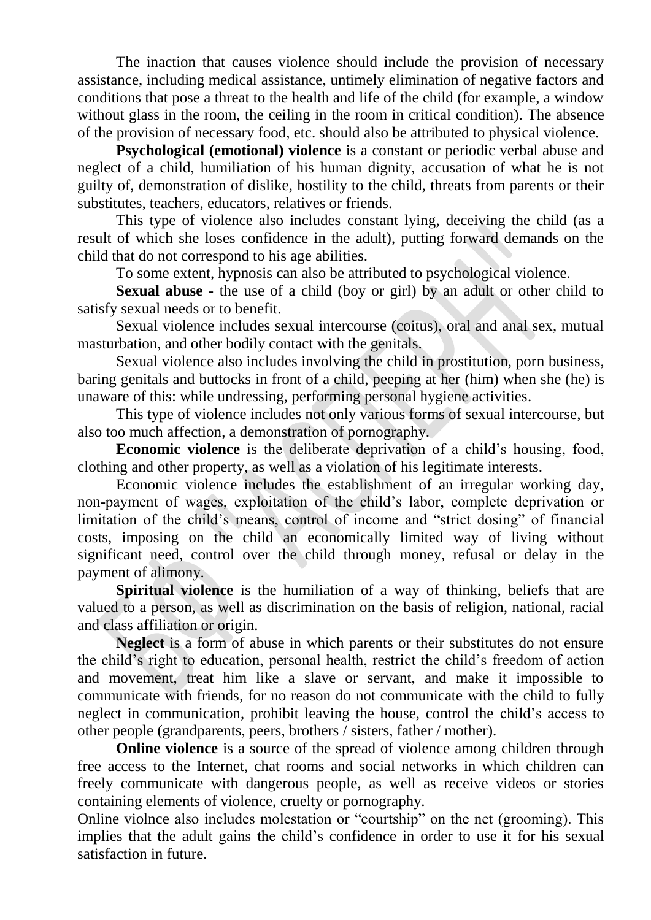The inaction that causes violence should include the provision of necessary assistance, including medical assistance, untimely elimination of negative factors and conditions that pose a threat to the health and life of the child (for example, a window without glass in the room, the ceiling in the room in critical condition). The absence of the provision of necessary food, etc. should also be attributed to physical violence.

**Psychological (emotional) violence** is a constant or periodic verbal abuse and neglect of a child, humiliation of his human dignity, accusation of what he is not guilty of, demonstration of dislike, hostility to the child, threats from parents or their substitutes, teachers, educators, relatives or friends.

This type of violence also includes constant lying, deceiving the child (as a result of which she loses confidence in the adult), putting forward demands on the child that do not correspond to his age abilities.

To some extent, hypnosis can also be attributed to psychological violence.

**Sexual abuse** - the use of a child (boy or girl) by an adult or other child to satisfy sexual needs or to benefit.

Sexual violence includes sexual intercourse (coitus), oral and anal sex, mutual masturbation, and other bodily contact with the genitals.

Sexual violence also includes involving the child in prostitution, porn business, baring genitals and buttocks in front of a child, peeping at her (him) when she (he) is unaware of this: while undressing, performing personal hygiene activities.

This type of violence includes not only various forms of sexual intercourse, but also too much affection, a demonstration of pornography.

**Economic violence** is the deliberate deprivation of a child's housing, food, clothing and other property, as well as a violation of his legitimate interests.

Economic violence includes the establishment of an irregular working day, non-payment of wages, exploitation of the child's labor, complete deprivation or limitation of the child's means, control of income and "strict dosing" of financial costs, imposing on the child an economically limited way of living without significant need, control over the child through money, refusal or delay in the payment of alimony.

**Spiritual violence** is the humiliation of a way of thinking, beliefs that are valued to a person, as well as discrimination on the basis of religion, national, racial and class affiliation or origin.

**Neglect** is a form of abuse in which parents or their substitutes do not ensure the child's right to education, personal health, restrict the child's freedom of action and movement, treat him like a slave or servant, and make it impossible to communicate with friends, for no reason do not communicate with the child to fully neglect in communication, prohibit leaving the house, control the child's access to other people (grandparents, peers, brothers / sisters, father / mother).

**Online violence** is a source of the spread of violence among children through free access to the Internet, chat rooms and social networks in which children can freely communicate with dangerous people, as well as receive videos or stories containing elements of violence, cruelty or pornography.

Online violnce also includes molestation or "courtship" on the net (grooming). This implies that the adult gains the child's confidence in order to use it for his sexual satisfaction in future.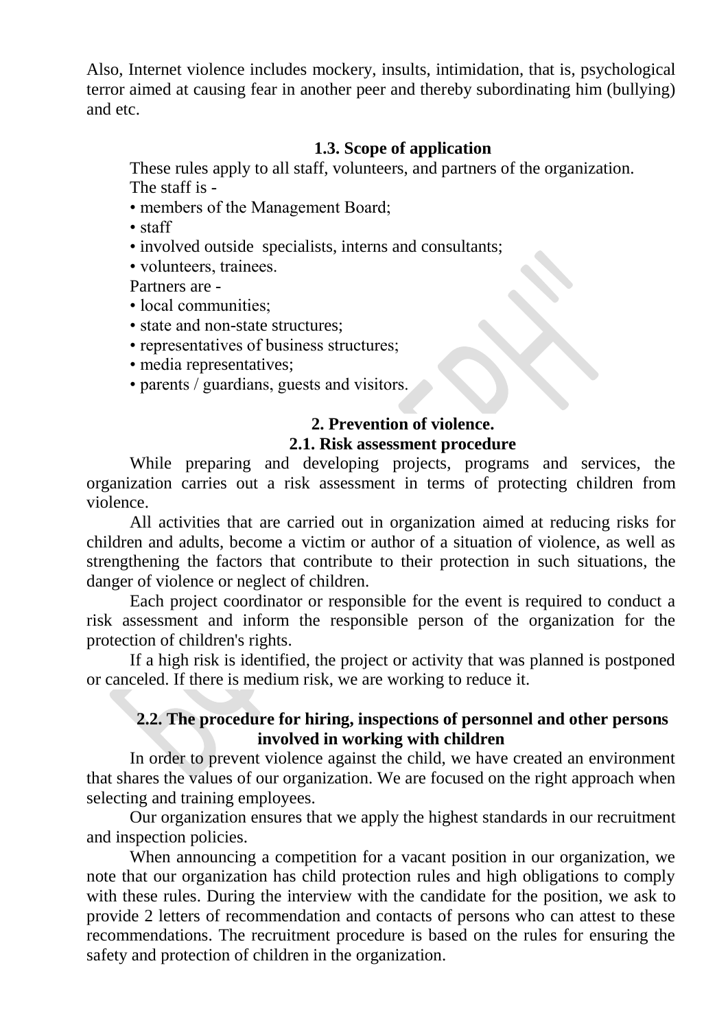Also, Internet violence includes mockery, insults, intimidation, that is, psychological terror aimed at causing fear in another peer and thereby subordinating him (bullying) and etc.

### 1.3. Scope of application

These rules apply to all staff, volunteers, and partners of the organization.

The staff is -

- members of the Management Board;
- staff
- involved outside specialists, interns and consultants;
- volunteers, trainees.

Partners are -

- local communities;
- state and non-state structures;
- representatives of business structures;
- media representatives;
- parents / guardians, guests and visitors.

## 2. Prevention of violence.

### 2.1. Risk assessment procedure

While preparing and developing projects, programs and services, the organization carries out a risk assessment in terms of protecting children from violence.

All activities that are carried out in organization aimed at reducing risks for children and adults, become a victim or author of a situation of violence, as well as strengthening the factors that contribute to their protection in such situations, the danger of violence or neglect of children.

Each project coordinator or responsible for the event is required to conduct a risk assessment and inform the responsible person of the organization for the protection of children's rights.

If a high risk is identified, the project or activity that was planned is postponed or canceled. If there is medium risk, we are working to reduce it.

### 2.2. The procedure for hiring, inspections of personnel and other persons involved in working with children

In order to prevent violence against the child, we have created an environment that shares the values of our organization. We are focused on the right approach when selecting and training employees.

Our organization ensures that we apply the highest standards in our recruitment and inspection policies.

When announcing a competition for a vacant position in our organization, we note that our organization has child protection rules and high obligations to comply with these rules. During the interview with the candidate for the position, we ask to provide 2 letters of recommendation and contacts of persons who can attest to these recommendations. The recruitment procedure is based on the rules for ensuring the safety and protection of children in the organization.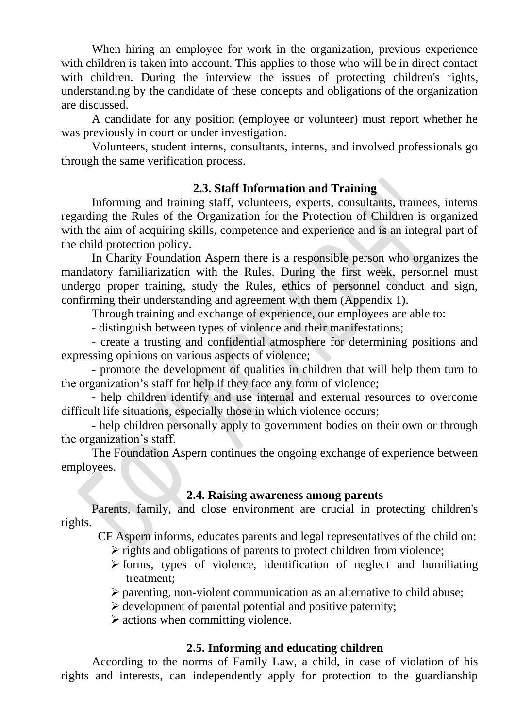When hiring an employee for work in the organization, previous experience with children is taken into account. This applies to those who will be in direct contact with children. During the interview the issues of protecting children's rights, understanding by the candidate of these concepts and obligations of the organization are discussed.

A candidate for any position (employee or volunteer) must report whether he was previously in court or under investigation.

Volunteers, student interns, consultants, interns, and involved professionals go through the same verification process.

### 2.3. Staff Information and Training

Informing and training staff, volunteers, experts, consultants, trainees, interns regarding the Rules of the Organization for the Protection of Children is organized with the aim of acquiring skills, competence and experience and is an integral part of the child protection policy.

In Charity Foundation Aspern there is a responsible person who organizes the mandatory familiarization with the Rules. During the first week, personnel must undergo proper training, study the Rules, ethics of personnel conduct and sign, confirming their understanding and agreement with them (Appendix 1).

Through training and exchange of experience, our employees are able to:

- distinguish between types of violence and their manifestations;
- create a trusting and confidential atmosphere for determining positions and expressing opinions on various aspects of violence;
- promote the development of qualities in children that will help them turn to the organization's staff for help if they face any form of violence;
- help children identify and use internal and external resources to overcome difficult life situations, especially those in which violence occurs;
- help children personally apply to government bodies on their own or through the organization's staff.

The Foundation Aspern continues the ongoing exchange of experience between employees.

### 2.4. Raising awareness among parents

Parents, family, and close environment are crucial in protecting children's rights.

CF Aspern informs, educates parents and legal representatives of the child on:

- rights and obligations of parents to protect children from violence;
- forms, types of violence, identification of neglect and humiliating treatment;
- parenting, non-violent communication as an alternative to child abuse;
- development of parental potential and positive paternity;
- actions when committing violence.

### 2.5. Informing and educating children

According to the norms of Family Law, a child, in case of violation of his rights and interests, can independently apply for protection to the guardianship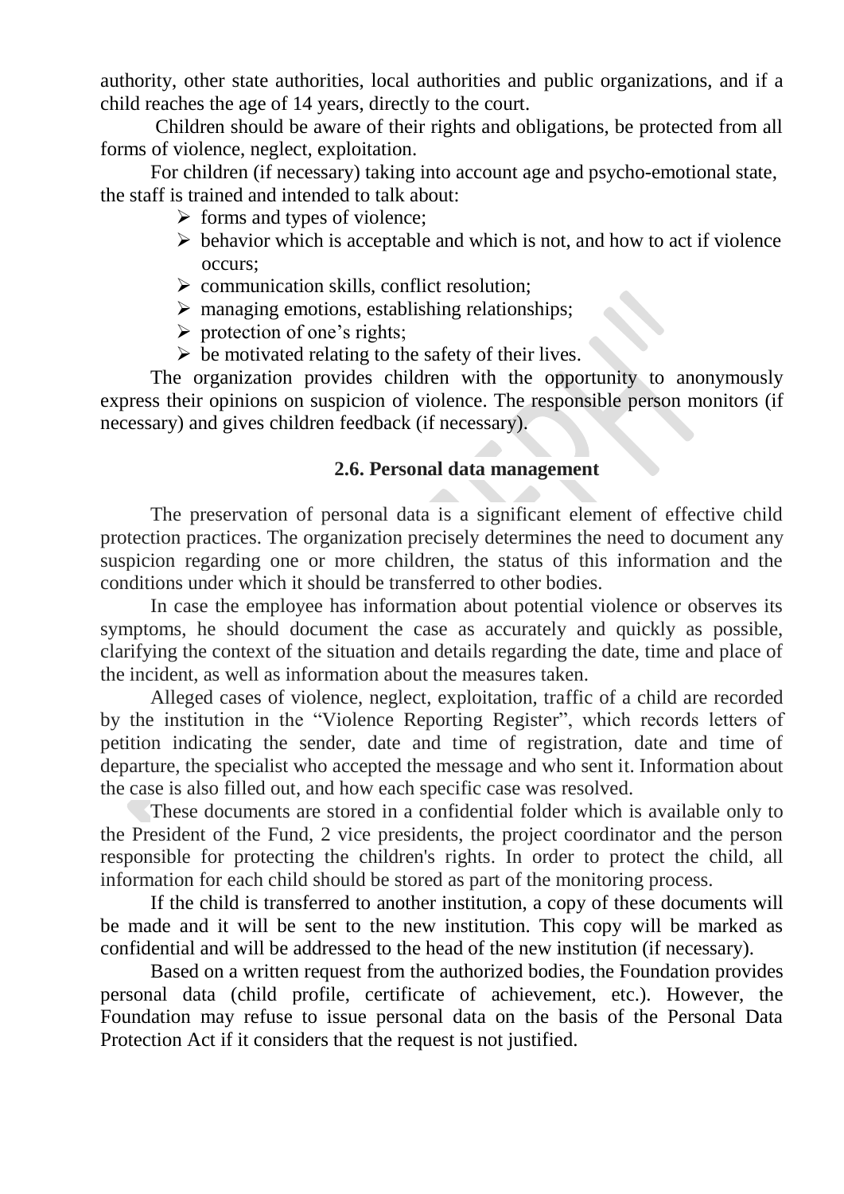authority, other state authorities, local authorities and public organizations, and if a child reaches the age of 14 years, directly to the court.

Children should be aware of their rights and obligations, be protected from all forms of violence, neglect, exploitation.

For children (if necessary) taking into account age and psycho-emotional state, the staff is trained and intended to talk about:

- forms and types of violence;
- behavior which is acceptable and which is not, and how to act if violence occurs;
- communication skills, conflict resolution;
- managing emotions, establishing relationships;
- protection of one's rights;
- be motivated relating to the safety of their lives.

The organization provides children with the opportunity to anonymously express their opinions on suspicion of violence. The responsible person monitors (if necessary) and gives children feedback (if necessary).

### 2.6. Personal data management

The preservation of personal data is a significant element of effective child protection practices. The organization precisely determines the need to document any suspicion regarding one or more children, the status of this information and the conditions under which it should be transferred to other bodies.

In case the employee has information about potential violence or observes its symptoms, he should document the case as accurately and quickly as possible, clarifying the context of the situation and details regarding the date, time and place of the incident, as well as information about the measures taken.

Alleged cases of violence, neglect, exploitation, traffic of a child are recorded by the institution in the "Violence Reporting Register", which records letters of petition indicating the sender, date and time of registration, date and time of departure, the specialist who accepted the message and who sent it. Information about the case is also filled out, and how each specific case was resolved.

These documents are stored in a confidential folder which is available only to the President of the Fund, 2 vice presidents, the project coordinator and the person responsible for protecting the children's rights. In order to protect the child, all information for each child should be stored as part of the monitoring process.

If the child is transferred to another institution, a copy of these documents will be made and it will be sent to the new institution. This copy will be marked as confidential and will be addressed to the head of the new institution (if necessary).

Based on a written request from the authorized bodies, the Foundation provides personal data (child profile, certificate of achievement, etc.). However, the Foundation may refuse to issue personal data on the basis of the Personal Data Protection Act if it considers that the request is not justified.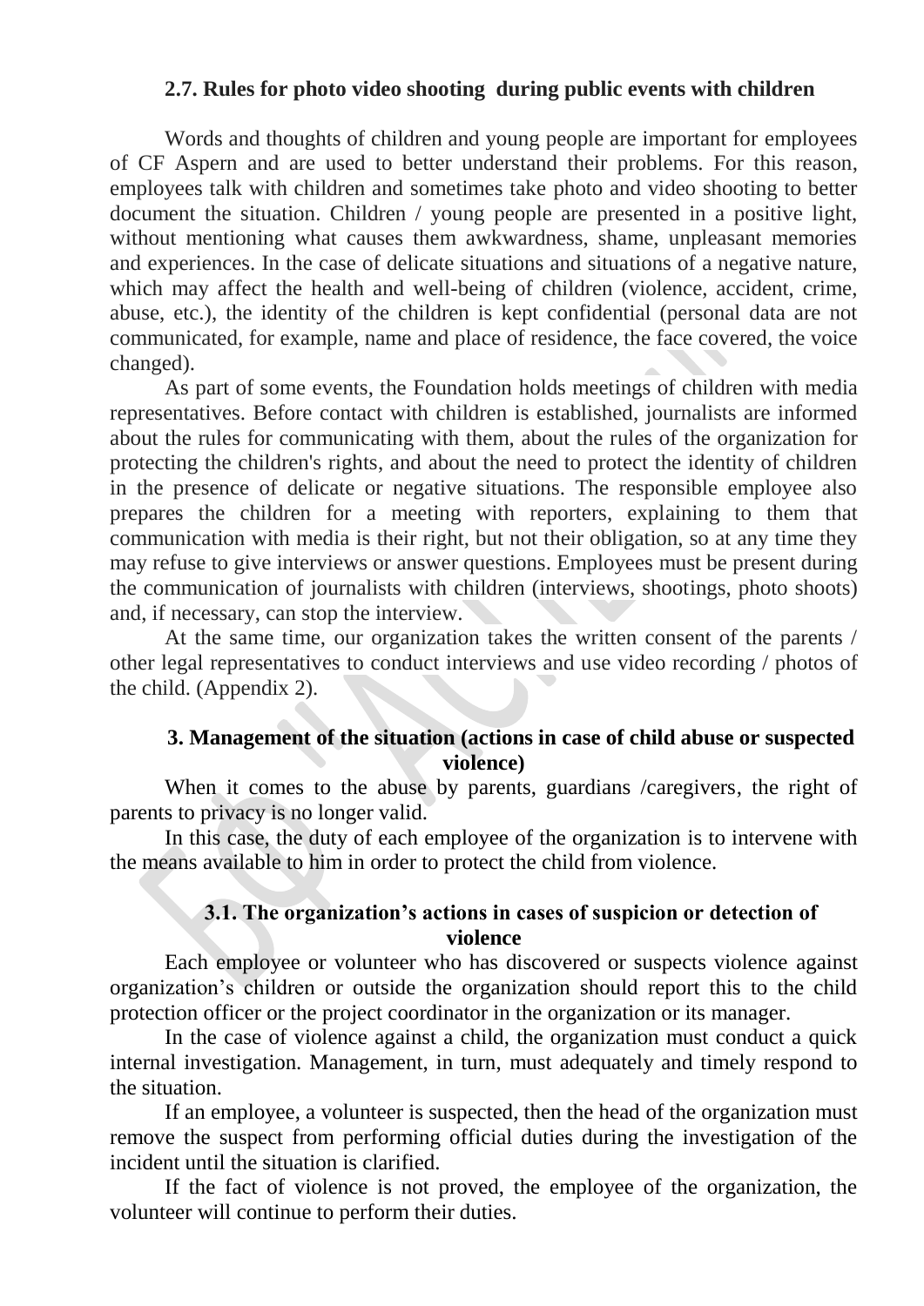### 2.7. Rules for photo video shooting during public events with children

Words and thoughts of children and young people are important for employees of CF Aspern and are used to better understand their problems. For this reason, employees talk with children and sometimes take photo and video shooting to better document the situation. Children / young people are presented in a positive light, without mentioning what causes them awkwardness, shame, unpleasant memories and experiences. In the case of delicate situations and situations of a negative nature, which may affect the health and well-being of children (violence, accident, crime, abuse, etc.), the identity of the children is kept confidential (personal data are not communicated, for example, name and place of residence, the face covered, the voice changed).

As part of some events, the Foundation holds meetings of children with media representatives. Before contact with children is established, journalists are informed about the rules for communicating with them, about the rules of the organization for protecting the children's rights, and about the need to protect the identity of children in the presence of delicate or negative situations. The responsible employee also prepares the children for a meeting with reporters, explaining to them that communication with media is their right, but not their obligation, so at any time they may refuse to give interviews or answer questions. Employees must be present during the communication of journalists with children (interviews, shootings, photo shoots) and, if necessary, can stop the interview.

At the same time, our organization takes the written consent of the parents / other legal representatives to conduct interviews and use video recording / photos of the child. (Appendix 2).

## 3. Management of the situation (actions in case of child abuse or suspected violence)

When it comes to the abuse by parents, guardians /caregivers, the right of parents to privacy is no longer valid.

In this case, the duty of each employee of the organization is to intervene with the means available to him in order to protect the child from violence.

### 3.1. The organization's actions in cases of suspicion or detection of violence

Each employee or volunteer who has discovered or suspects violence against organization's children or outside the organization should report this to the child protection officer or the project coordinator in the organization or its manager.

In the case of violence against a child, the organization must conduct a quick internal investigation. Management, in turn, must adequately and timely respond to the situation.

If an employee, a volunteer is suspected, then the head of the organization must remove the suspect from performing official duties during the investigation of the incident until the situation is clarified.

If the fact of violence is not proved, the employee of the organization, the volunteer will continue to perform their duties.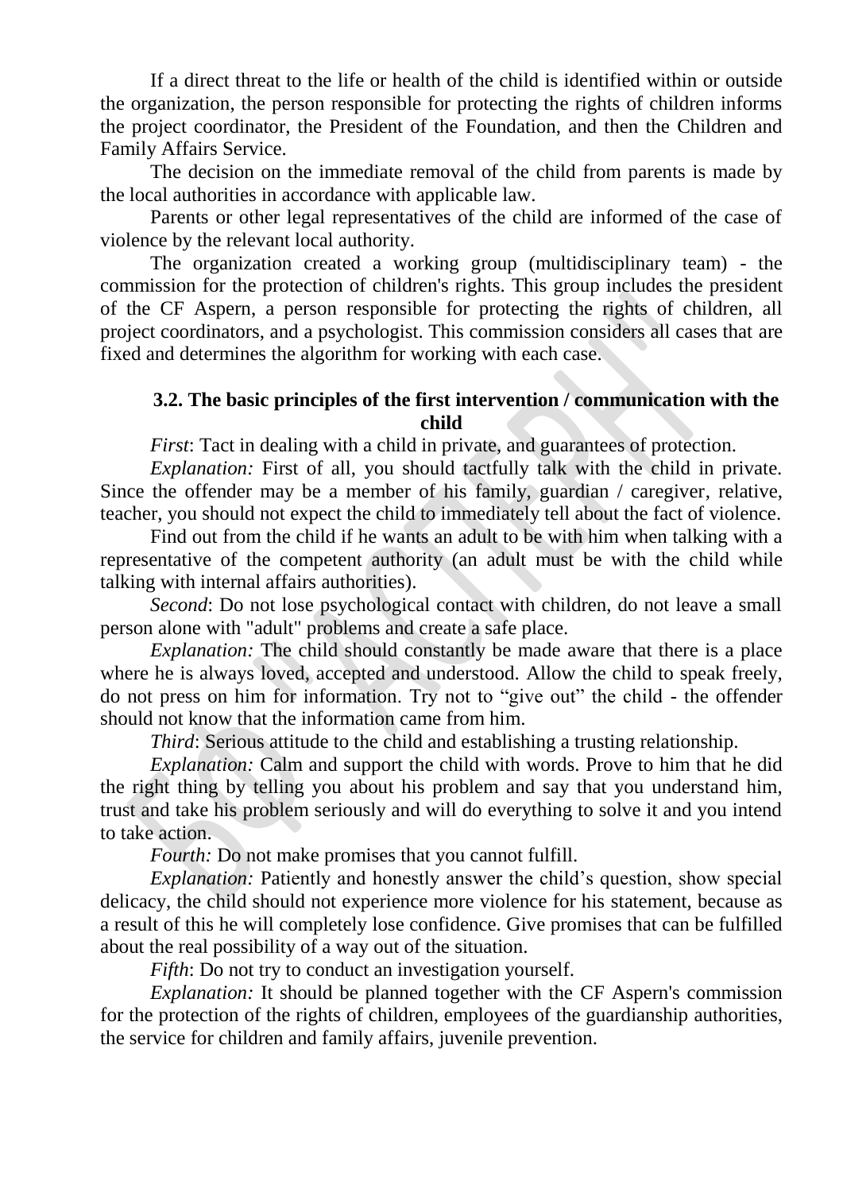If a direct threat to the life or health of the child is identified within or outside the organization, the person responsible for protecting the rights of children informs the project coordinator, the President of the Foundation, and then the Children and Family Affairs Service.

The decision on the immediate removal of the child from parents is made by the local authorities in accordance with applicable law.

Parents or other legal representatives of the child are informed of the case of violence by the relevant local authority.

The organization created a working group (multidisciplinary team) - the commission for the protection of children's rights. This group includes the president of the CF Aspern, a person responsible for protecting the rights of children, all project coordinators, and a psychologist. This commission considers all cases that are fixed and determines the algorithm for working with each case.

### 3.2. The basic principles of the first intervention / communication with the child

*First*: Tact in dealing with a child in private, and guarantees of protection.

*Explanation:* First of all, you should tactfully talk with the child in private. Since the offender may be a member of his family, guardian / caregiver, relative, teacher, you should not expect the child to immediately tell about the fact of violence.

Find out from the child if he wants an adult to be with him when talking with a representative of the competent authority (an adult must be with the child while talking with internal affairs authorities).

*Second*: Do not lose psychological contact with children, do not leave a small person alone with "adult" problems and create a safe place.

*Explanation:* The child should constantly be made aware that there is a place where he is always loved, accepted and understood. Allow the child to speak freely, do not press on him for information. Try not to "give out" the child - the offender should not know that the information came from him.

*Third*: Serious attitude to the child and establishing a trusting relationship.

*Explanation:* Calm and support the child with words. Prove to him that he did the right thing by telling you about his problem and say that you understand him, trust and take his problem seriously and will do everything to solve it and you intend to take action.

*Fourth:* Do not make promises that you cannot fulfill.

*Explanation:* Patiently and honestly answer the child's question, show special delicacy, the child should not experience more violence for his statement, because as a result of this he will completely lose confidence. Give promises that can be fulfilled about the real possibility of a way out of the situation.

*Fifth*: Do not try to conduct an investigation yourself.

*Explanation:* It should be planned together with the CF Aspern's commission for the protection of the rights of children, employees of the guardianship authorities, the service for children and family affairs, juvenile prevention.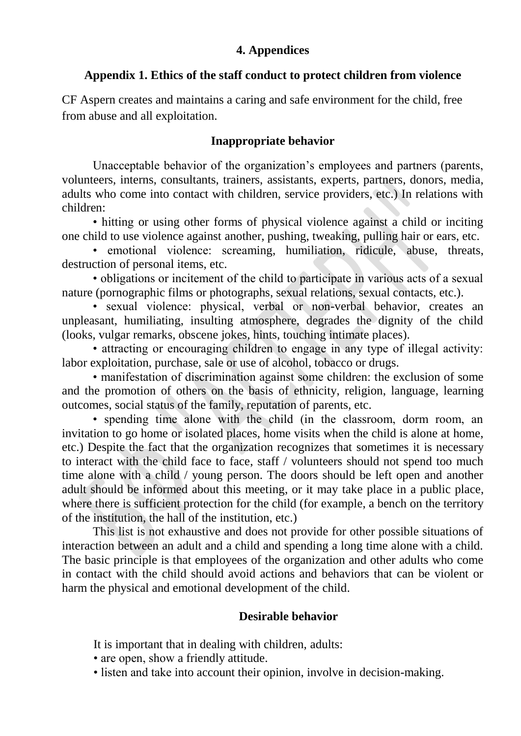# 4. Appendices

## Appendix 1. Ethics of the staff conduct to protect children from violence

CF Aspern creates and maintains a caring and safe environment for the child, free from abuse and all exploitation.

### Inappropriate behavior

Unacceptable behavior of the organization's employees and partners (parents, volunteers, interns, consultants, trainers, assistants, experts, partners, donors, media, adults who come into contact with children, service providers, etc.) In relations with children:

• hitting or using other forms of physical violence against a child or inciting one child to use violence against another, pushing, tweaking, pulling hair or ears, etc.

• emotional violence: screaming, humiliation, ridicule, abuse, threats, destruction of personal items, etc.

• obligations or incitement of the child to participate in various acts of a sexual nature (pornographic films or photographs, sexual relations, sexual contacts, etc.).

• sexual violence: physical, verbal or non-verbal behavior, creates an unpleasant, humiliating, insulting atmosphere, degrades the dignity of the child (looks, vulgar remarks, obscene jokes, hints, touching intimate places).

• attracting or encouraging children to engage in any type of illegal activity: labor exploitation, purchase, sale or use of alcohol, tobacco or drugs.

• manifestation of discrimination against some children: the exclusion of some and the promotion of others on the basis of ethnicity, religion, language, learning outcomes, social status of the family, reputation of parents, etc.

• spending time alone with the child (in the classroom, dorm room, an invitation to go home or isolated places, home visits when the child is alone at home, etc.) Despite the fact that the organization recognizes that sometimes it is necessary to interact with the child face to face, staff / volunteers should not spend too much time alone with a child / young person. The doors should be left open and another adult should be informed about this meeting, or it may take place in a public place, where there is sufficient protection for the child (for example, a bench on the territory of the institution, the hall of the institution, etc.)

This list is not exhaustive and does not provide for other possible situations of interaction between an adult and a child and spending a long time alone with a child. The basic principle is that employees of the organization and other adults who come in contact with the child should avoid actions and behaviors that can be violent or harm the physical and emotional development of the child.

### Desirable behavior

It is important that in dealing with children, adults:

• are open, show a friendly attitude.

• listen and take into account their opinion, involve in decision-making.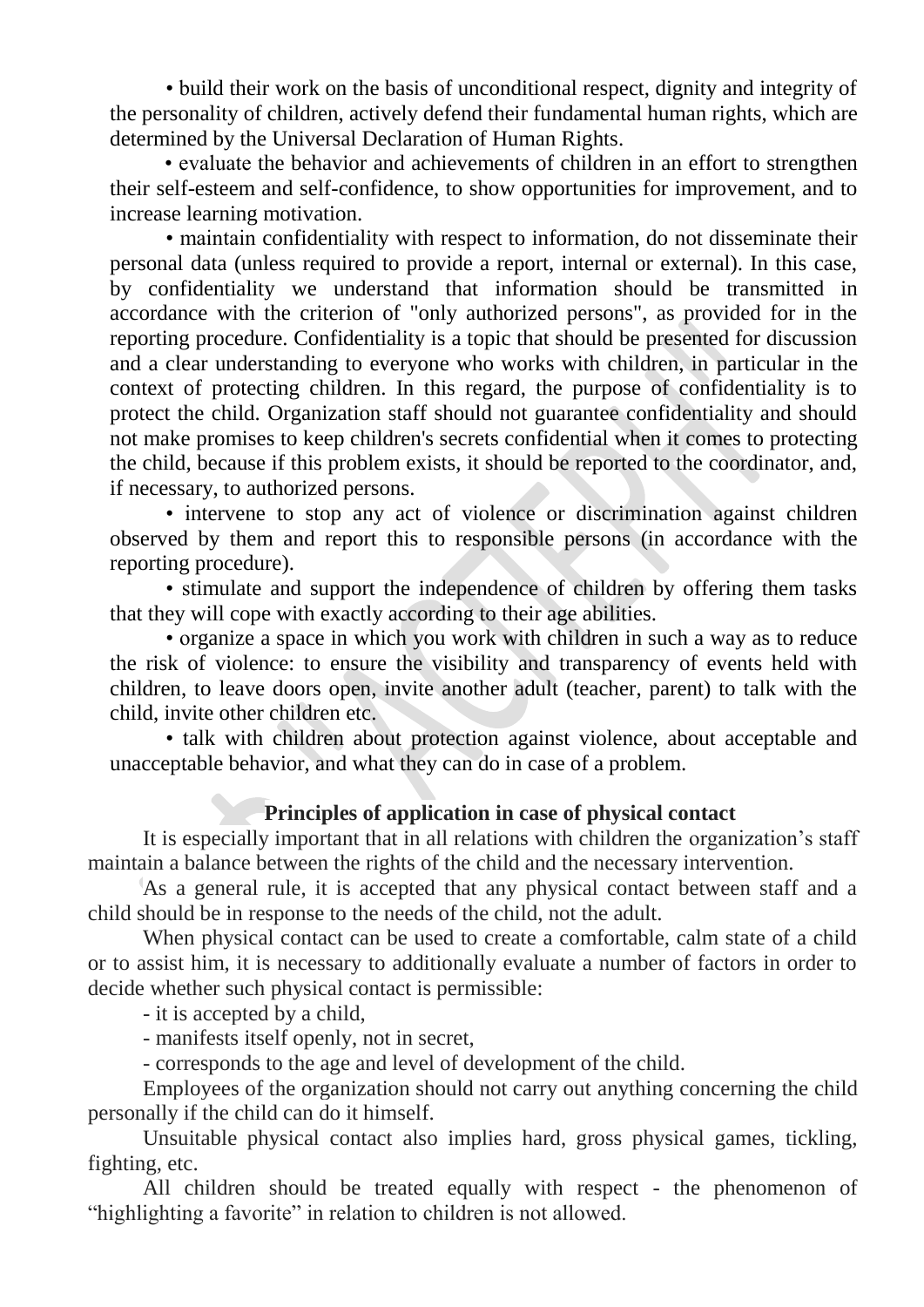- build their work on the basis of unconditional respect, dignity and integrity of the personality of children, actively defend their fundamental human rights, which are determined by the Universal Declaration of Human Rights.
- evaluate the behavior and achievements of children in an effort to strengthen their self-esteem and self-confidence, to show opportunities for improvement, and to increase learning motivation.
- maintain confidentiality with respect to information, do not disseminate their personal data (unless required to provide a report, internal or external). In this case, by confidentiality we understand that information should be transmitted in accordance with the criterion of "only authorized persons", as provided for in the reporting procedure. Confidentiality is a topic that should be presented for discussion and a clear understanding to everyone who works with children, in particular in the context of protecting children. In this regard, the purpose of confidentiality is to protect the child. Organization staff should not guarantee confidentiality and should not make promises to keep children's secrets confidential when it comes to protecting the child, because if this problem exists, it should be reported to the coordinator, and, if necessary, to authorized persons.
- intervene to stop any act of violence or discrimination against children observed by them and report this to responsible persons (in accordance with the reporting procedure).
- stimulate and support the independence of children by offering them tasks that they will cope with exactly according to their age abilities.
- organize a space in which you work with children in such a way as to reduce the risk of violence: to ensure the visibility and transparency of events held with children, to leave doors open, invite another adult (teacher, parent) to talk with the child, invite other children etc.
- talk with children about protection against violence, about acceptable and unacceptable behavior, and what they can do in case of a problem.

**Principles of application in case of physical contact**

It is especially important that in all relations with children the organization's staff maintain a balance between the rights of the child and the necessary intervention.

As a general rule, it is accepted that any physical contact between staff and a child should be in response to the needs of the child, not the adult.

When physical contact can be used to create a comfortable, calm state of a child or to assist him, it is necessary to additionally evaluate a number of factors in order to decide whether such physical contact is permissible:

- it is accepted by a child,
- manifests itself openly, not in secret,
- corresponds to the age and level of development of the child.

Employees of the organization should not carry out anything concerning the child personally if the child can do it himself.

Unsuitable physical contact also implies hard, gross physical games, tickling, fighting, etc.

All children should be treated equally with respect - the phenomenon of "highlighting a favorite" in relation to children is not allowed.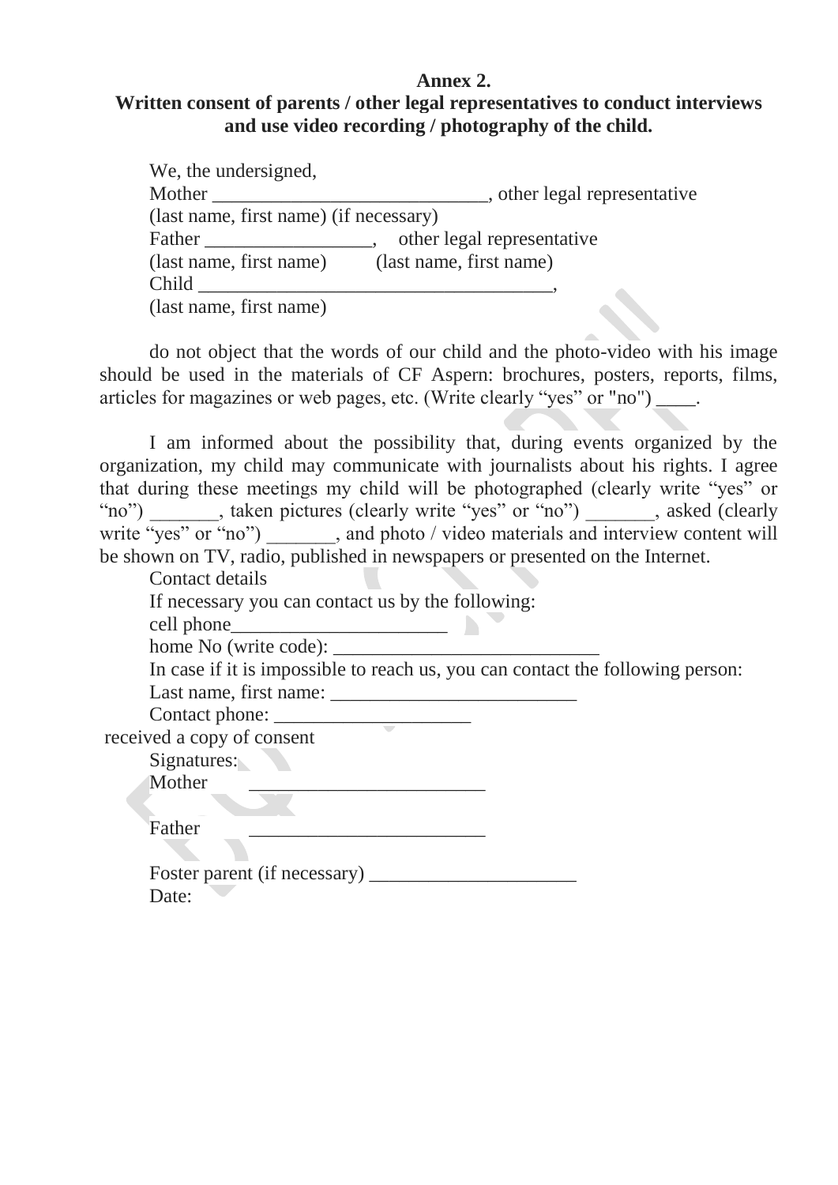**Annex 2.**

**Written consent of parents / other legal representatives to conduct interviews and use video recording / photography of the child.**

We, the undersigned,

Mother ____________________________, other legal representative

(last name, first name) (if necessary)

Father _________________, other legal representative

(last name, first name) (last name, first name)

Child ____________________________________,

(last name, first name)

do not object that the words of our child and the photo-video with his image should be used in the materials of CF Aspern: brochures, posters, reports, films, articles for magazines or web pages, etc. (Write clearly “yes” or "no") ____.

I am informed about the possibility that, during events organized by the organization, my child may communicate with journalists about his rights. I agree that during these meetings my child will be photographed (clearly write “yes” or “no”) _______, taken pictures (clearly write “yes” or “no”) _______, asked (clearly write “yes” or “no”) _______, and photo / video materials and interview content will be shown on TV, radio, published in newspapers or presented on the Internet.

Contact details

If necessary you can contact us by the following:

cell phone______________________

home No (write code): ___________________________

In case if it is impossible to reach us, you can contact the following person:

Last name, first name: _________________________

Contact phone: ____________________

received a copy of consent

Signatures:

Mother ________________________

Father ________________________

Foster parent (if necessary) _____________________

Date: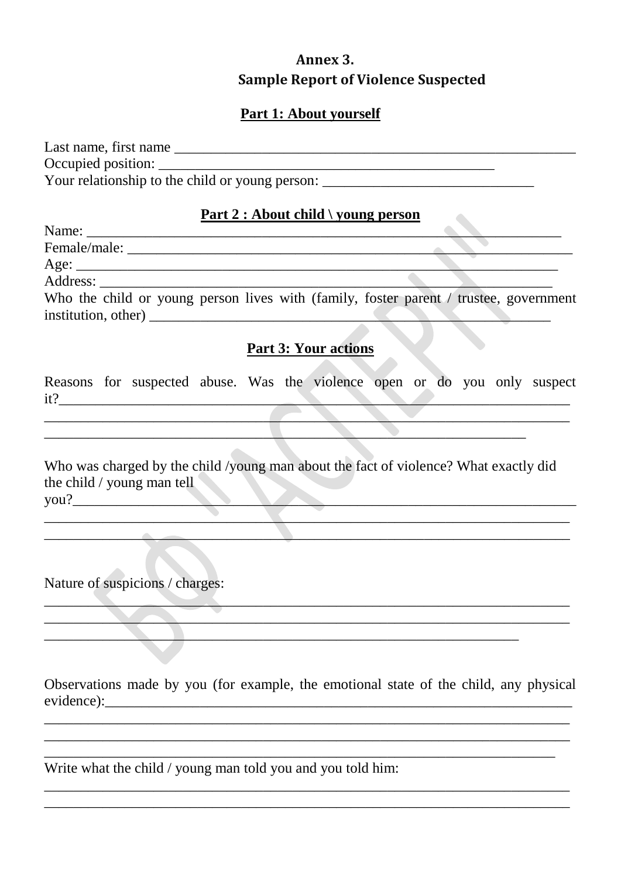# Annex 3.

## Sample Report of Violence Suspected

### Part 1: About yourself

Last name, first name ___________________________________________________________
Occupied position: ________________________________________________
Your relationship to the child or young person: ______________________________

### Part 2 : About child \ young person

Name: _________________________________________________________________
Female/male: ____________________________________________________________
Age: __________________________________________________________________
Address: _______________________________________________________________
Who the child or young person lives with (family, foster parent / trustee, government institution, other) ___________________________________________________________

### Part 3: Your actions

Reasons for suspected abuse. Was the violence open or do you only suspect it?_________________________________________________________________________
___________________________________________________________________________
______________________________________________________________________

Who was charged by the child /young man about the fact of violence? What exactly did the child / young man tell you?_______________________________________________________________________
___________________________________________________________________________
___________________________________________________________________________

Nature of suspicions / charges:
___________________________________________________________________________
___________________________________________________________________________
_____________________________________________________________________

Observations made by you (for example, the emotional state of the child, any physical evidence):____________________________________________________________________
___________________________________________________________________________
___________________________________________________________________________
_________________________________________________________________________

Write what the child / young man told you and you told him:
___________________________________________________________________________
___________________________________________________________________________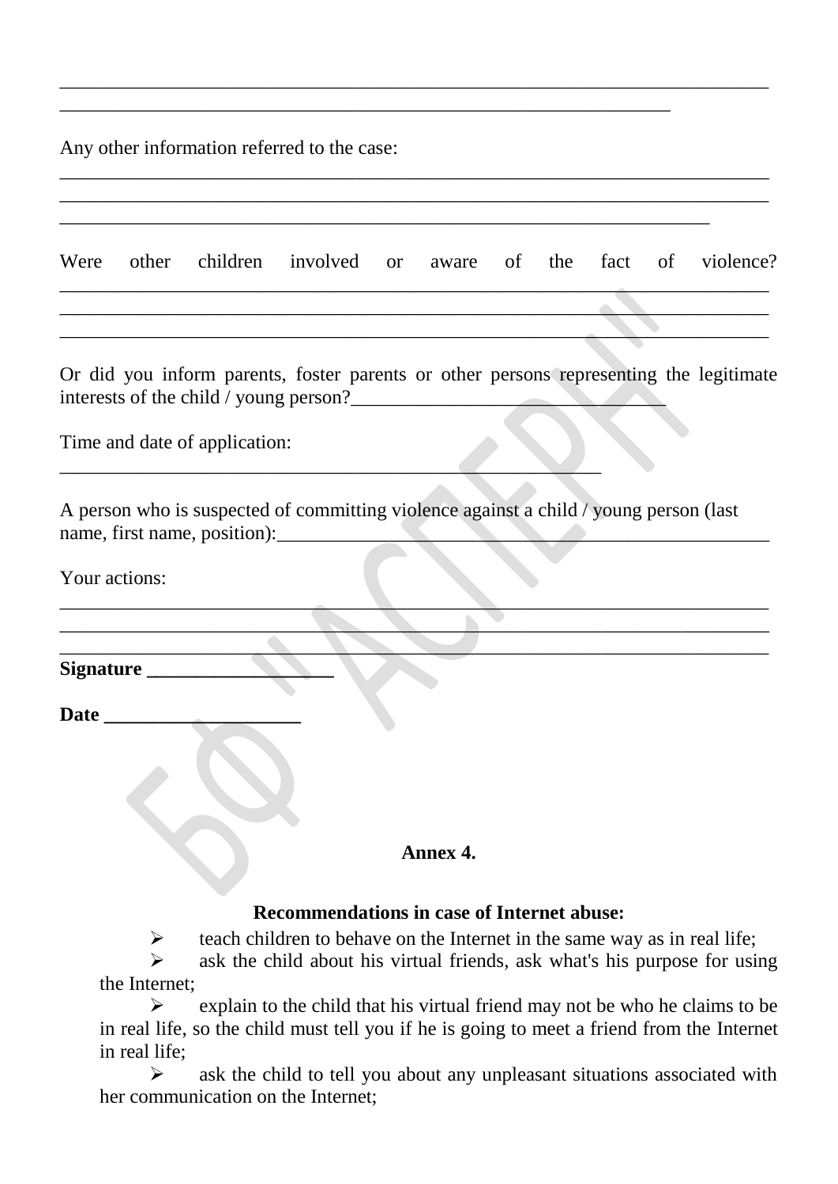________________________________________________________________________
_____________________________________________________________

Any other information referred to the case:
________________________________________________________________________
________________________________________________________________________
_________________________________________________________________

Were other children involved or aware of the fact of violence?
________________________________________________________________________
________________________________________________________________________
________________________________________________________________________

Or did you inform parents, foster parents or other persons representing the legitimate interests of the child / young person?_______________________________

Time and date of application:
______________________________________________________

A person who is suspected of committing violence against a child / young person (last name, first name, position):__________________________________________________

Your actions:
________________________________________________________________________
________________________________________________________________________
________________________________________________________________________

**Signature ___________________**

**Date ____________________**

**Annex 4.**

**Recommendations in case of Internet abuse:**

- teach children to behave on the Internet in the same way as in real life;
- ask the child about his virtual friends, ask what's his purpose for using the Internet;
- explain to the child that his virtual friend may not be who he claims to be in real life, so the child must tell you if he is going to meet a friend from the Internet in real life;
- ask the child to tell you about any unpleasant situations associated with her communication on the Internet;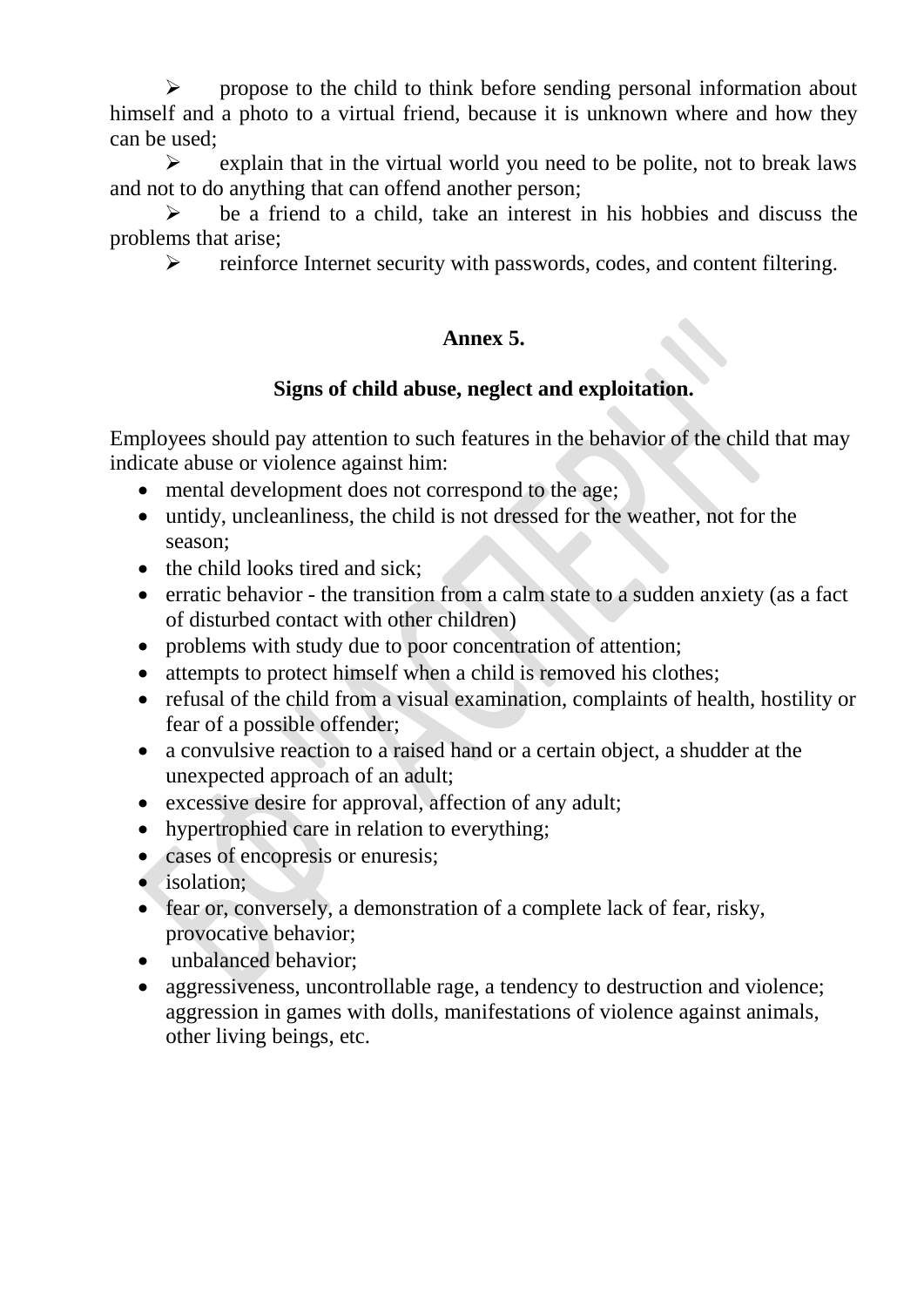- propose to the child to think before sending personal information about himself and a photo to a virtual friend, because it is unknown where and how they can be used;
- explain that in the virtual world you need to be polite, not to break laws and not to do anything that can offend another person;
- be a friend to a child, take an interest in his hobbies and discuss the problems that arise;
- reinforce Internet security with passwords, codes, and content filtering.

**Annex 5.**

**Signs of child abuse, neglect and exploitation.**

Employees should pay attention to such features in the behavior of the child that may indicate abuse or violence against him:

- mental development does not correspond to the age;
- untidy, uncleanliness, the child is not dressed for the weather, not for the season;
- the child looks tired and sick;
- erratic behavior - the transition from a calm state to a sudden anxiety (as a fact of disturbed contact with other children)
- problems with study due to poor concentration of attention;
- attempts to protect himself when a child is removed his clothes;
- refusal of the child from a visual examination, complaints of health, hostility or fear of a possible offender;
- a convulsive reaction to a raised hand or a certain object, a shudder at the unexpected approach of an adult;
- excessive desire for approval, affection of any adult;
- hypertrophied care in relation to everything;
- cases of encopresis or enuresis;
- isolation;
- fear or, conversely, a demonstration of a complete lack of fear, risky, provocative behavior;
- unbalanced behavior;
- aggressiveness, uncontrollable rage, a tendency to destruction and violence; aggression in games with dolls, manifestations of violence against animals, other living beings, etc.